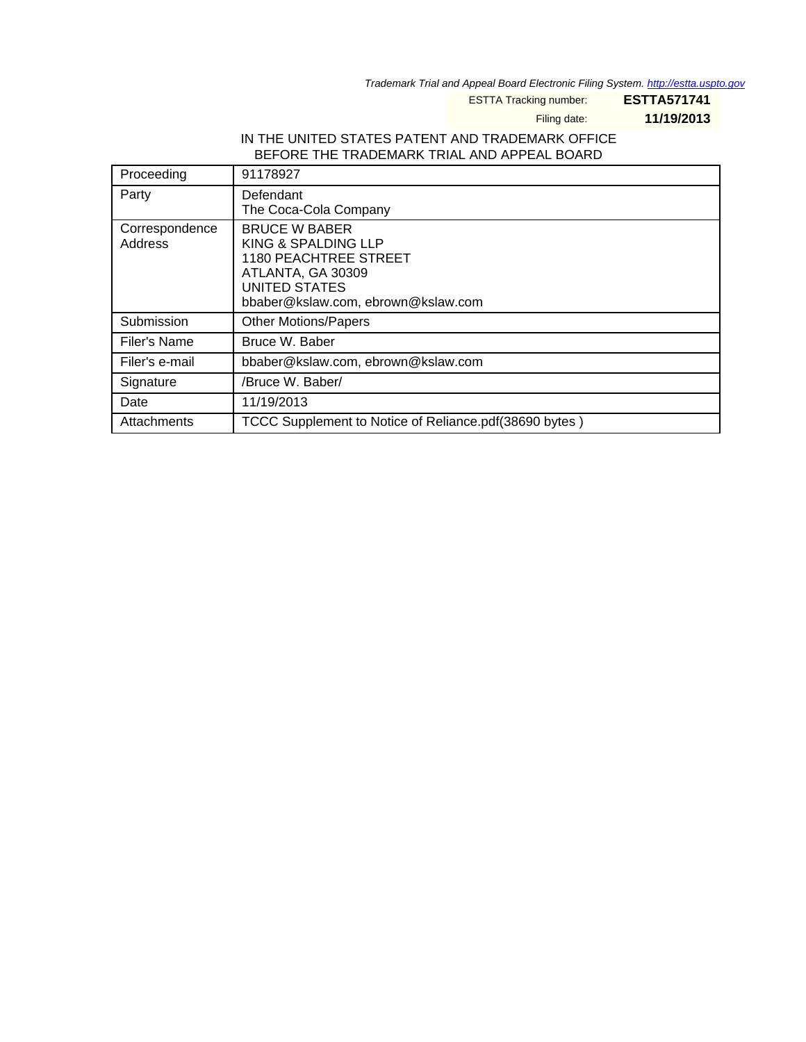*Trademark Trial and Appeal Board Electronic Filing System. http://estta.uspto.gov*

ESTTA Tracking number: **ESTTA571741**

Filing date: **11/19/2013**

IN THE UNITED STATES PATENT AND TRADEMARK OFFICE
BEFORE THE TRADEMARK TRIAL AND APPEAL BOARD

| | |
|---|---|
| Proceeding | 91178927 |
| Party | Defendant<br>The Coca-Cola Company |
| Correspondence Address | BRUCE W BABER<br>KING & SPALDING LLP<br>1180 PEACHTREE STREET<br>ATLANTA, GA 30309<br>UNITED STATES<br>bbaber@kslaw.com, ebrown@kslaw.com |
| Submission | Other Motions/Papers |
| Filer's Name | Bruce W. Baber |
| Filer's e-mail | bbaber@kslaw.com, ebrown@kslaw.com |
| Signature | /Bruce W. Baber/ |
| Date | 11/19/2013 |
| Attachments | TCCC Supplement to Notice of Reliance.pdf(38690 bytes ) |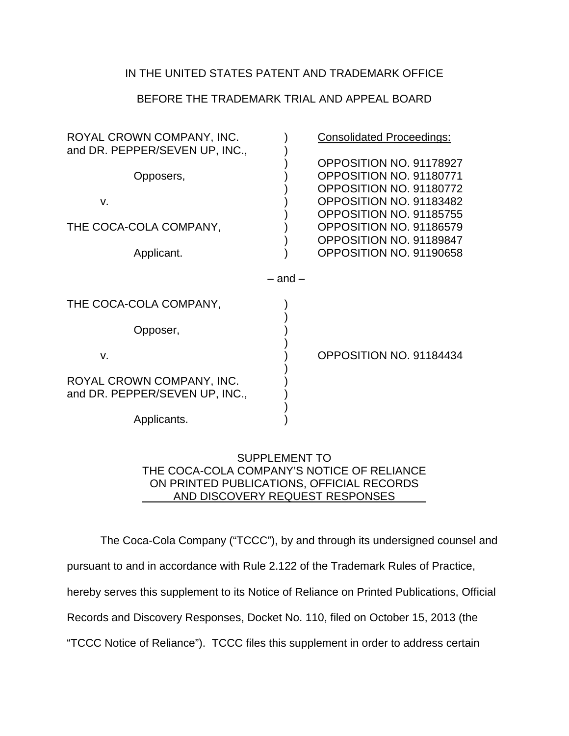IN THE UNITED STATES PATENT AND TRADEMARK OFFICE

BEFORE THE TRADEMARK TRIAL AND APPEAL BOARD

| | | |
|---|---|---|
| ROYAL CROWN COMPANY, INC. and DR. PEPPER/SEVEN UP, INC., | ) | Consolidated Proceedings: |
| Opposers, | ) | OPPOSITION NO. 91178927 |
| | ) | OPPOSITION NO. 91180771 |
| v. | ) | OPPOSITION NO. 91180772 |
| | ) | OPPOSITION NO. 91183482 |
| THE COCA-COLA COMPANY, | ) | OPPOSITION NO. 91185755 |
| | ) | OPPOSITION NO. 91186579 |
| | ) | OPPOSITION NO. 91189847 |
| Applicant. | ) | OPPOSITION NO. 91190658 |

– and –

| | | |
|---|---|---|
| THE COCA-COLA COMPANY, | ) | |
| Opposer, | ) | |
| v. | ) | OPPOSITION NO. 91184434 |
| ROYAL CROWN COMPANY, INC. and DR. PEPPER/SEVEN UP, INC., | ) | |
| Applicants. | ) | |

SUPPLEMENT TO
THE COCA-COLA COMPANY'S NOTICE OF RELIANCE
ON PRINTED PUBLICATIONS, OFFICIAL RECORDS
AND DISCOVERY REQUEST RESPONSES

The Coca-Cola Company ("TCCC"), by and through its undersigned counsel and pursuant to and in accordance with Rule 2.122 of the Trademark Rules of Practice, hereby serves this supplement to its Notice of Reliance on Printed Publications, Official Records and Discovery Responses, Docket No. 110, filed on October 15, 2013 (the "TCCC Notice of Reliance"). TCCC files this supplement in order to address certain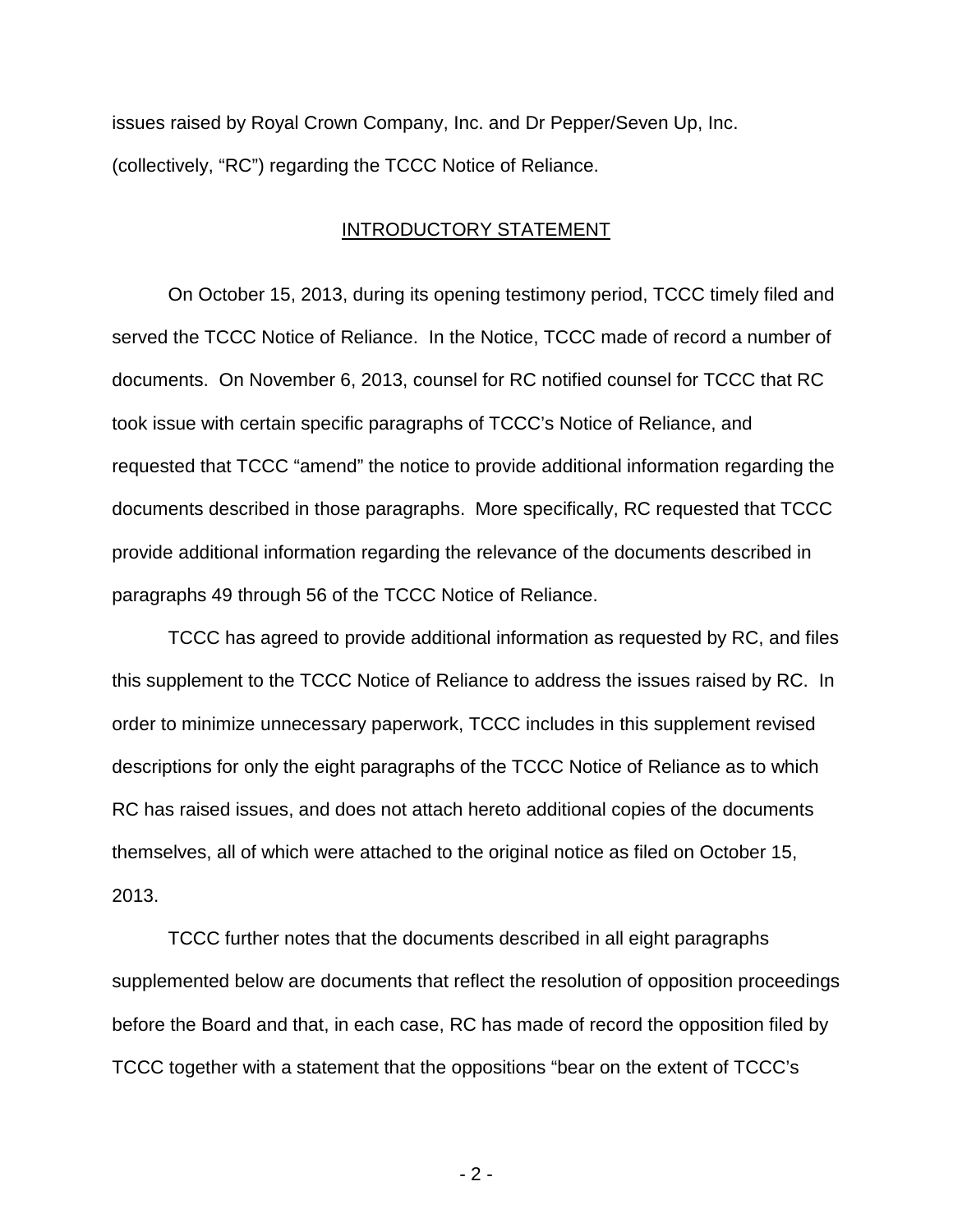issues raised by Royal Crown Company, Inc. and Dr Pepper/Seven Up, Inc. (collectively, "RC") regarding the TCCC Notice of Reliance.

## INTRODUCTORY STATEMENT

On October 15, 2013, during its opening testimony period, TCCC timely filed and served the TCCC Notice of Reliance. In the Notice, TCCC made of record a number of documents. On November 6, 2013, counsel for RC notified counsel for TCCC that RC took issue with certain specific paragraphs of TCCC's Notice of Reliance, and requested that TCCC "amend" the notice to provide additional information regarding the documents described in those paragraphs. More specifically, RC requested that TCCC provide additional information regarding the relevance of the documents described in paragraphs 49 through 56 of the TCCC Notice of Reliance.

TCCC has agreed to provide additional information as requested by RC, and files this supplement to the TCCC Notice of Reliance to address the issues raised by RC. In order to minimize unnecessary paperwork, TCCC includes in this supplement revised descriptions for only the eight paragraphs of the TCCC Notice of Reliance as to which RC has raised issues, and does not attach hereto additional copies of the documents themselves, all of which were attached to the original notice as filed on October 15, 2013.

TCCC further notes that the documents described in all eight paragraphs supplemented below are documents that reflect the resolution of opposition proceedings before the Board and that, in each case, RC has made of record the opposition filed by TCCC together with a statement that the oppositions "bear on the extent of TCCC's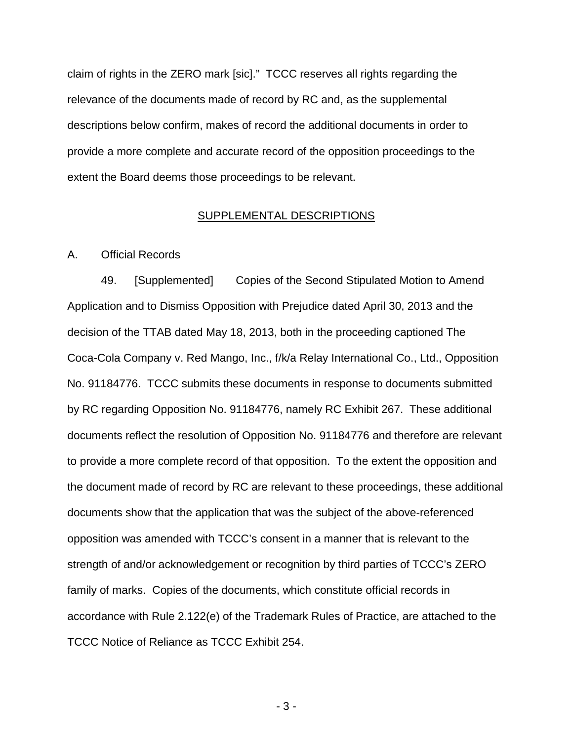claim of rights in the ZERO mark [sic]." TCCC reserves all rights regarding the relevance of the documents made of record by RC and, as the supplemental descriptions below confirm, makes of record the additional documents in order to provide a more complete and accurate record of the opposition proceedings to the extent the Board deems those proceedings to be relevant.

## SUPPLEMENTAL DESCRIPTIONS

A. Official Records

49. [Supplemented] Copies of the Second Stipulated Motion to Amend Application and to Dismiss Opposition with Prejudice dated April 30, 2013 and the decision of the TTAB dated May 18, 2013, both in the proceeding captioned The Coca-Cola Company v. Red Mango, Inc., f/k/a Relay International Co., Ltd., Opposition No. 91184776. TCCC submits these documents in response to documents submitted by RC regarding Opposition No. 91184776, namely RC Exhibit 267. These additional documents reflect the resolution of Opposition No. 91184776 and therefore are relevant to provide a more complete record of that opposition. To the extent the opposition and the document made of record by RC are relevant to these proceedings, these additional documents show that the application that was the subject of the above-referenced opposition was amended with TCCC's consent in a manner that is relevant to the strength of and/or acknowledgement or recognition by third parties of TCCC's ZERO family of marks. Copies of the documents, which constitute official records in accordance with Rule 2.122(e) of the Trademark Rules of Practice, are attached to the TCCC Notice of Reliance as TCCC Exhibit 254.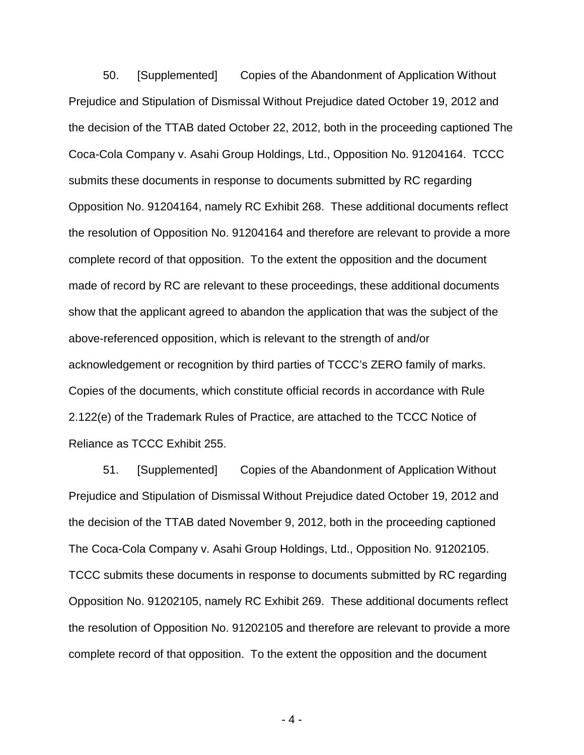50. [Supplemented] Copies of the Abandonment of Application Without Prejudice and Stipulation of Dismissal Without Prejudice dated October 19, 2012 and the decision of the TTAB dated October 22, 2012, both in the proceeding captioned The Coca-Cola Company v. Asahi Group Holdings, Ltd., Opposition No. 91204164. TCCC submits these documents in response to documents submitted by RC regarding Opposition No. 91204164, namely RC Exhibit 268. These additional documents reflect the resolution of Opposition No. 91204164 and therefore are relevant to provide a more complete record of that opposition. To the extent the opposition and the document made of record by RC are relevant to these proceedings, these additional documents show that the applicant agreed to abandon the application that was the subject of the above-referenced opposition, which is relevant to the strength of and/or acknowledgement or recognition by third parties of TCCC's ZERO family of marks. Copies of the documents, which constitute official records in accordance with Rule 2.122(e) of the Trademark Rules of Practice, are attached to the TCCC Notice of Reliance as TCCC Exhibit 255.

51. [Supplemented] Copies of the Abandonment of Application Without Prejudice and Stipulation of Dismissal Without Prejudice dated October 19, 2012 and the decision of the TTAB dated November 9, 2012, both in the proceeding captioned The Coca-Cola Company v. Asahi Group Holdings, Ltd., Opposition No. 91202105. TCCC submits these documents in response to documents submitted by RC regarding Opposition No. 91202105, namely RC Exhibit 269. These additional documents reflect the resolution of Opposition No. 91202105 and therefore are relevant to provide a more complete record of that opposition. To the extent the opposition and the document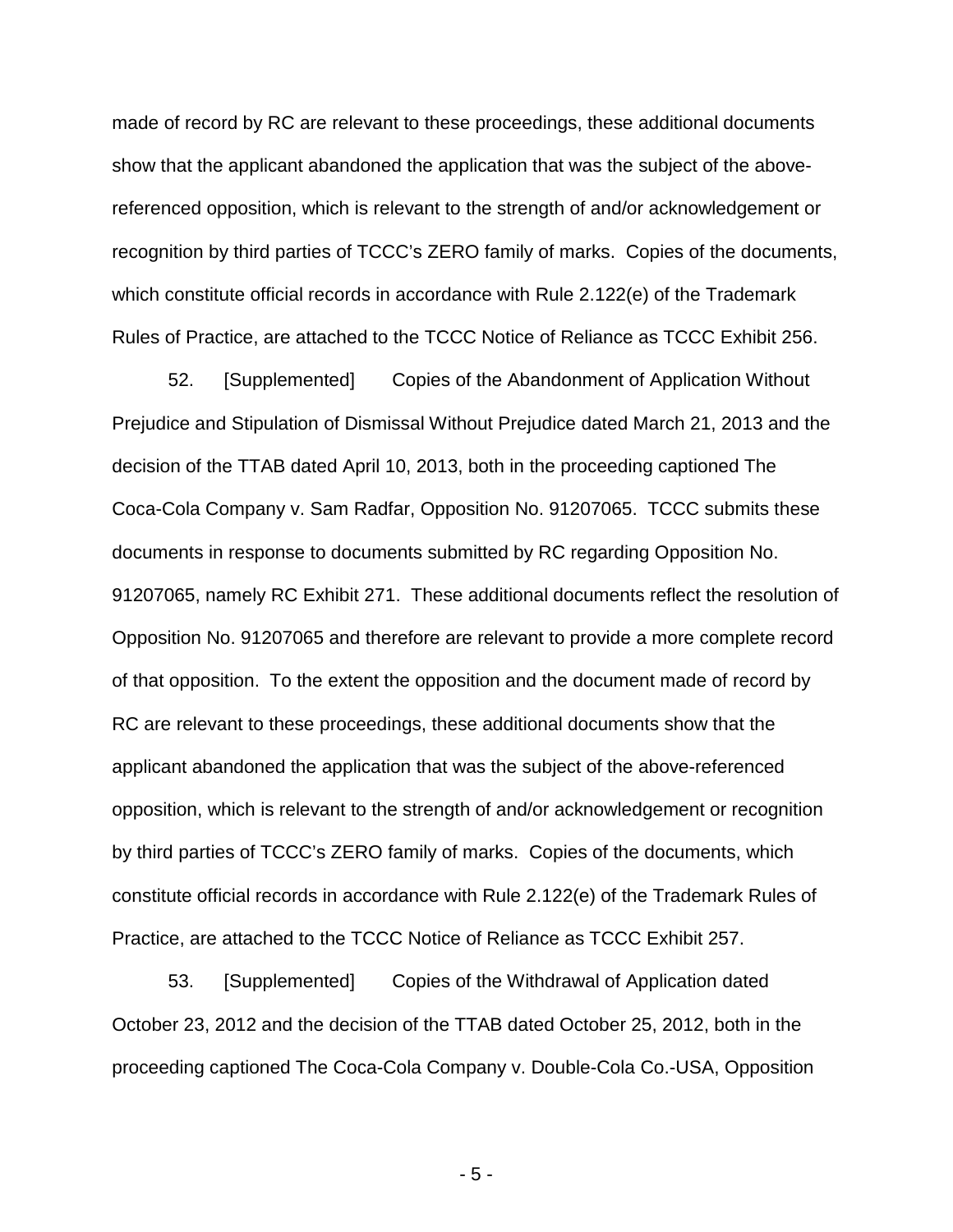made of record by RC are relevant to these proceedings, these additional documents show that the applicant abandoned the application that was the subject of the above-referenced opposition, which is relevant to the strength of and/or acknowledgement or recognition by third parties of TCCC's ZERO family of marks. Copies of the documents, which constitute official records in accordance with Rule 2.122(e) of the Trademark Rules of Practice, are attached to the TCCC Notice of Reliance as TCCC Exhibit 256.

52. [Supplemented] Copies of the Abandonment of Application Without Prejudice and Stipulation of Dismissal Without Prejudice dated March 21, 2013 and the decision of the TTAB dated April 10, 2013, both in the proceeding captioned The Coca-Cola Company v. Sam Radfar, Opposition No. 91207065. TCCC submits these documents in response to documents submitted by RC regarding Opposition No. 91207065, namely RC Exhibit 271. These additional documents reflect the resolution of Opposition No. 91207065 and therefore are relevant to provide a more complete record of that opposition. To the extent the opposition and the document made of record by RC are relevant to these proceedings, these additional documents show that the applicant abandoned the application that was the subject of the above-referenced opposition, which is relevant to the strength of and/or acknowledgement or recognition by third parties of TCCC's ZERO family of marks. Copies of the documents, which constitute official records in accordance with Rule 2.122(e) of the Trademark Rules of Practice, are attached to the TCCC Notice of Reliance as TCCC Exhibit 257.

53. [Supplemented] Copies of the Withdrawal of Application dated October 23, 2012 and the decision of the TTAB dated October 25, 2012, both in the proceeding captioned The Coca-Cola Company v. Double-Cola Co.-USA, Opposition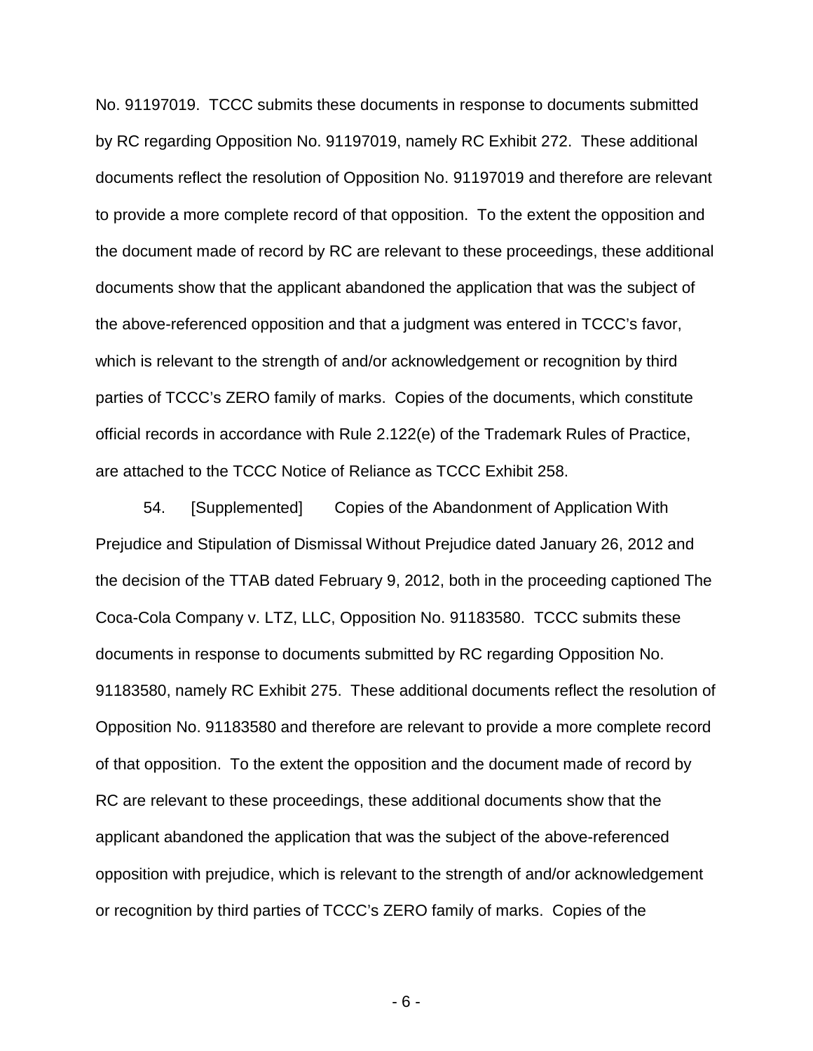No. 91197019. TCCC submits these documents in response to documents submitted by RC regarding Opposition No. 91197019, namely RC Exhibit 272. These additional documents reflect the resolution of Opposition No. 91197019 and therefore are relevant to provide a more complete record of that opposition. To the extent the opposition and the document made of record by RC are relevant to these proceedings, these additional documents show that the applicant abandoned the application that was the subject of the above-referenced opposition and that a judgment was entered in TCCC's favor, which is relevant to the strength of and/or acknowledgement or recognition by third parties of TCCC's ZERO family of marks. Copies of the documents, which constitute official records in accordance with Rule 2.122(e) of the Trademark Rules of Practice, are attached to the TCCC Notice of Reliance as TCCC Exhibit 258.

54. [Supplemented] Copies of the Abandonment of Application With Prejudice and Stipulation of Dismissal Without Prejudice dated January 26, 2012 and the decision of the TTAB dated February 9, 2012, both in the proceeding captioned The Coca-Cola Company v. LTZ, LLC, Opposition No. 91183580. TCCC submits these documents in response to documents submitted by RC regarding Opposition No. 91183580, namely RC Exhibit 275. These additional documents reflect the resolution of Opposition No. 91183580 and therefore are relevant to provide a more complete record of that opposition. To the extent the opposition and the document made of record by RC are relevant to these proceedings, these additional documents show that the applicant abandoned the application that was the subject of the above-referenced opposition with prejudice, which is relevant to the strength of and/or acknowledgement or recognition by third parties of TCCC's ZERO family of marks. Copies of the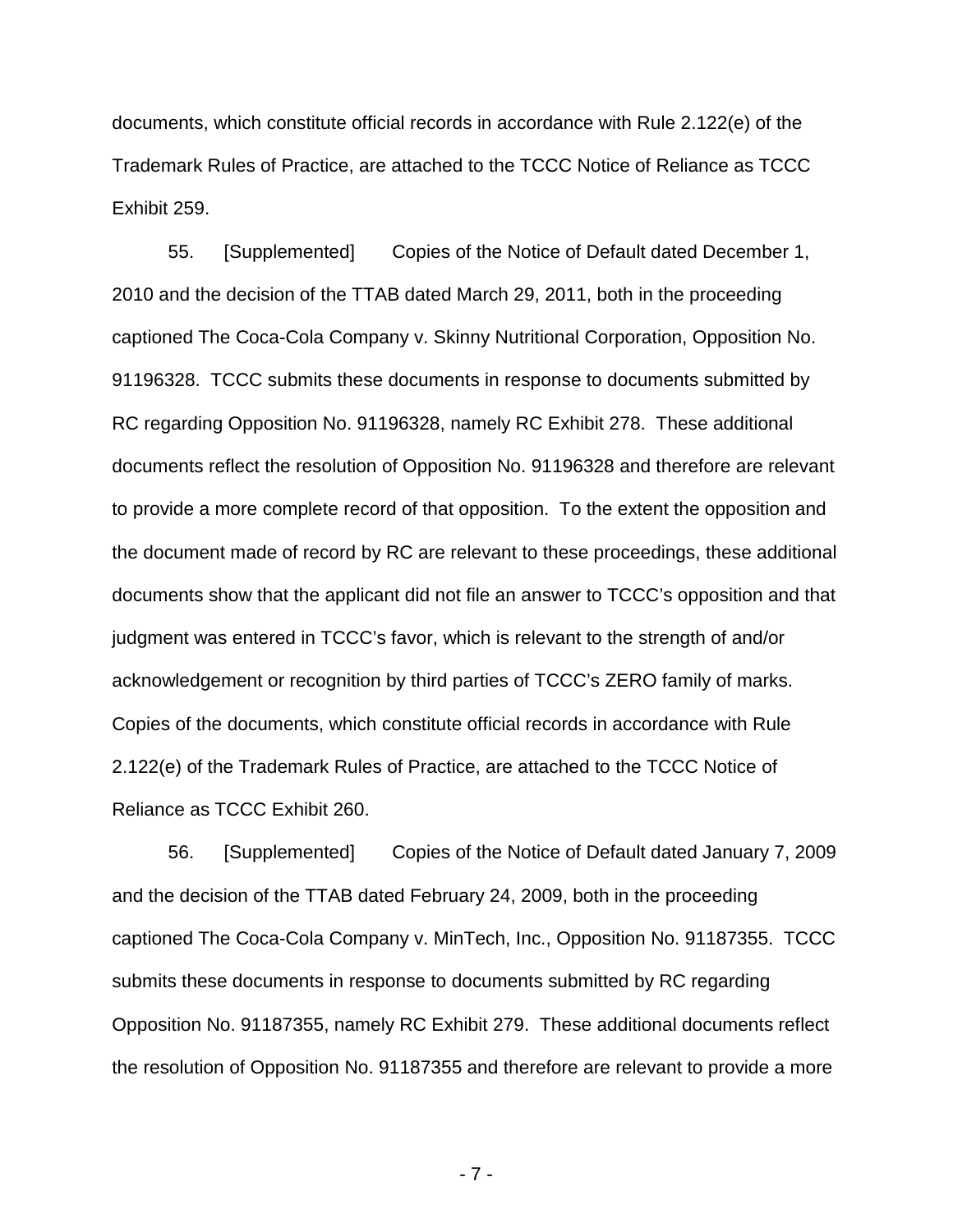documents, which constitute official records in accordance with Rule 2.122(e) of the Trademark Rules of Practice, are attached to the TCCC Notice of Reliance as TCCC Exhibit 259.

55. [Supplemented] Copies of the Notice of Default dated December 1, 2010 and the decision of the TTAB dated March 29, 2011, both in the proceeding captioned The Coca-Cola Company v. Skinny Nutritional Corporation, Opposition No. 91196328. TCCC submits these documents in response to documents submitted by RC regarding Opposition No. 91196328, namely RC Exhibit 278. These additional documents reflect the resolution of Opposition No. 91196328 and therefore are relevant to provide a more complete record of that opposition. To the extent the opposition and the document made of record by RC are relevant to these proceedings, these additional documents show that the applicant did not file an answer to TCCC's opposition and that judgment was entered in TCCC's favor, which is relevant to the strength of and/or acknowledgement or recognition by third parties of TCCC's ZERO family of marks. Copies of the documents, which constitute official records in accordance with Rule 2.122(e) of the Trademark Rules of Practice, are attached to the TCCC Notice of Reliance as TCCC Exhibit 260.

56. [Supplemented] Copies of the Notice of Default dated January 7, 2009 and the decision of the TTAB dated February 24, 2009, both in the proceeding captioned The Coca-Cola Company v. MinTech, Inc., Opposition No. 91187355. TCCC submits these documents in response to documents submitted by RC regarding Opposition No. 91187355, namely RC Exhibit 279. These additional documents reflect the resolution of Opposition No. 91187355 and therefore are relevant to provide a more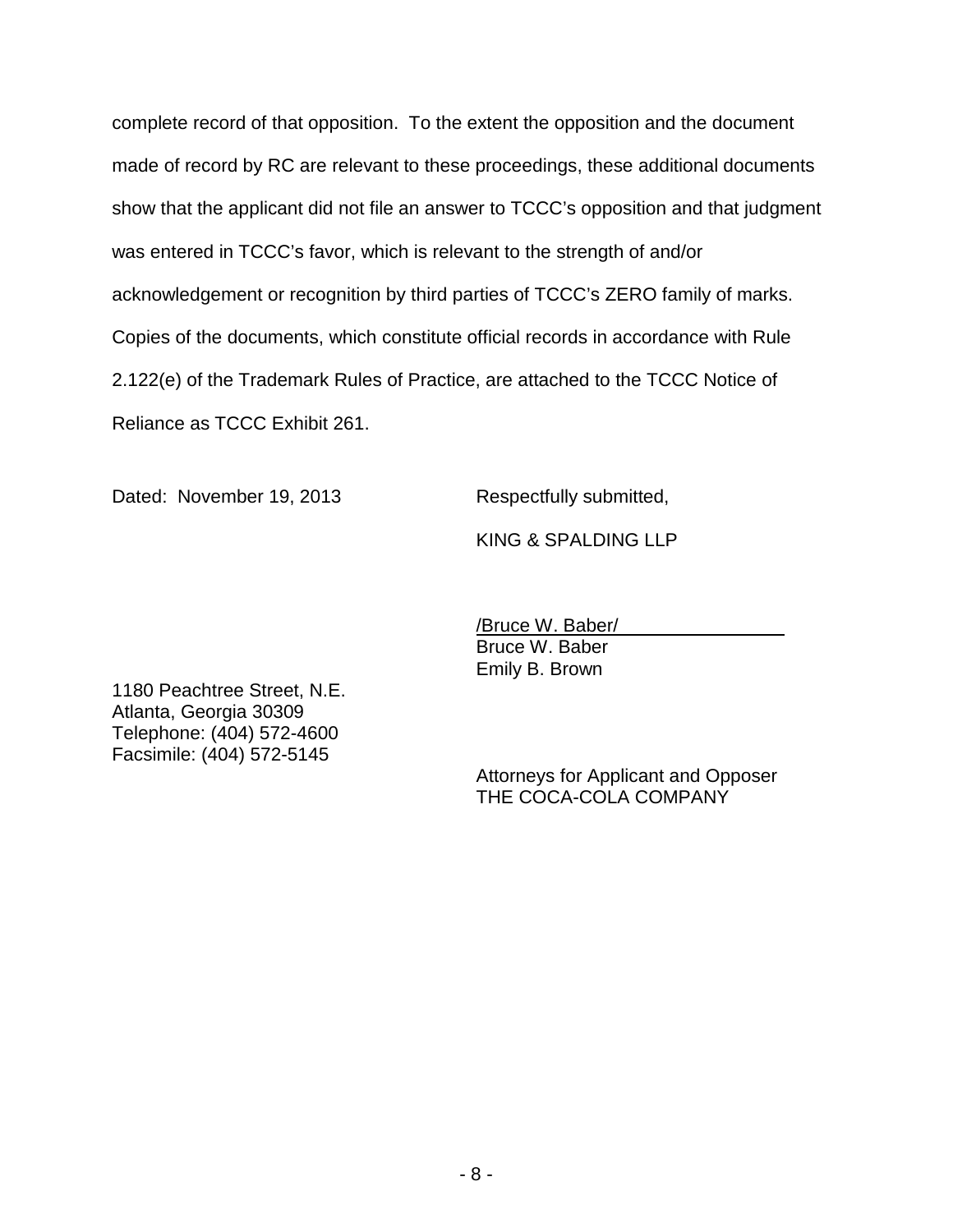complete record of that opposition. To the extent the opposition and the document made of record by RC are relevant to these proceedings, these additional documents show that the applicant did not file an answer to TCCC's opposition and that judgment was entered in TCCC's favor, which is relevant to the strength of and/or acknowledgement or recognition by third parties of TCCC's ZERO family of marks. Copies of the documents, which constitute official records in accordance with Rule 2.122(e) of the Trademark Rules of Practice, are attached to the TCCC Notice of Reliance as TCCC Exhibit 261.

Dated: November 19, 2013

Respectfully submitted,

KING & SPALDING LLP

/Bruce W. Baber/
Bruce W. Baber
Emily B. Brown

1180 Peachtree Street, N.E.
Atlanta, Georgia 30309
Telephone: (404) 572-4600
Facsimile: (404) 572-5145

Attorneys for Applicant and Opposer
THE COCA-COLA COMPANY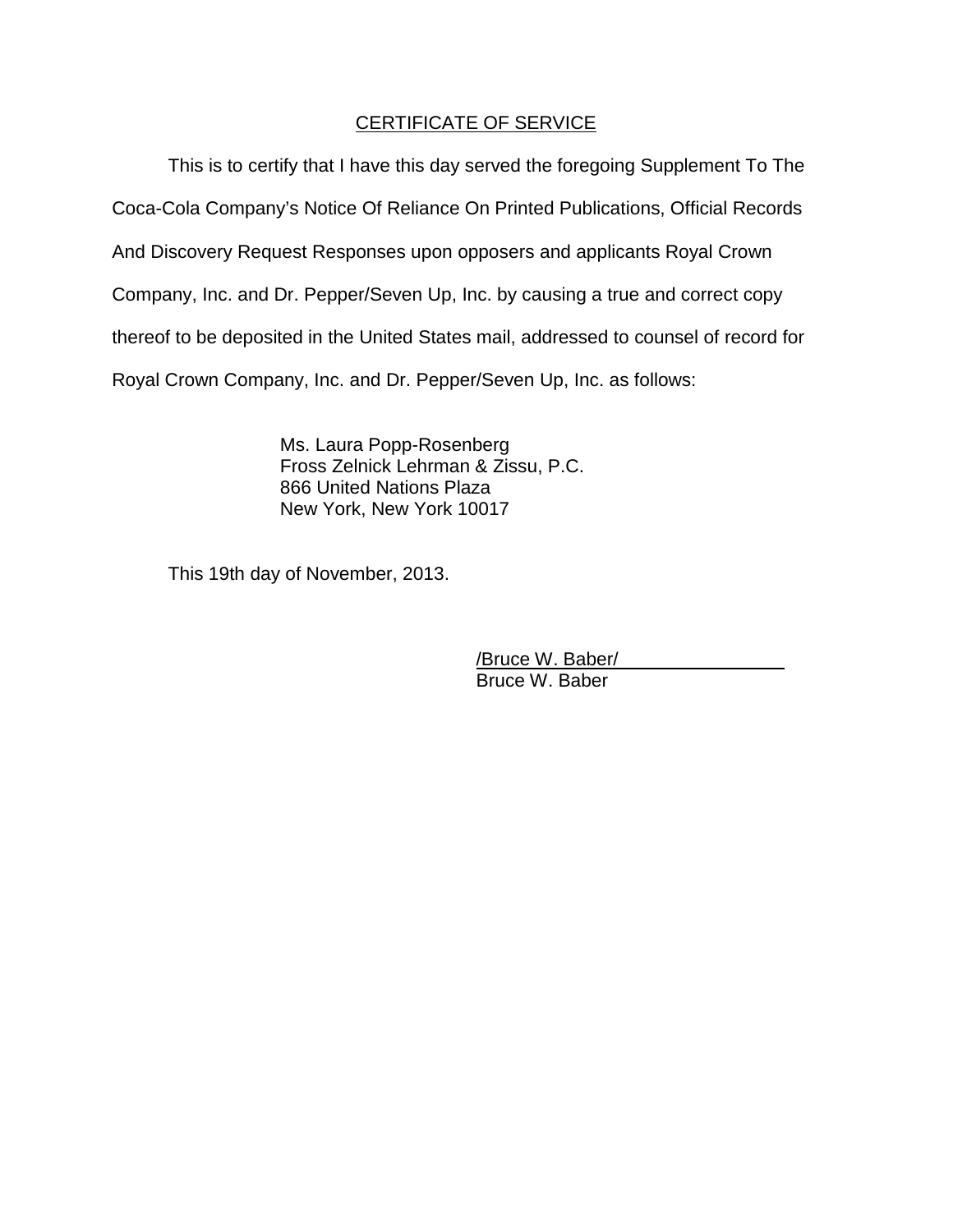## CERTIFICATE OF SERVICE

This is to certify that I have this day served the foregoing Supplement To The Coca-Cola Company's Notice Of Reliance On Printed Publications, Official Records And Discovery Request Responses upon opposers and applicants Royal Crown Company, Inc. and Dr. Pepper/Seven Up, Inc. by causing a true and correct copy thereof to be deposited in the United States mail, addressed to counsel of record for Royal Crown Company, Inc. and Dr. Pepper/Seven Up, Inc. as follows:

> Ms. Laura Popp-Rosenberg
> Fross Zelnick Lehrman & Zissu, P.C.
> 866 United Nations Plaza
> New York, New York 10017

This 19th day of November, 2013.

/Bruce W. Baber/
Bruce W. Baber